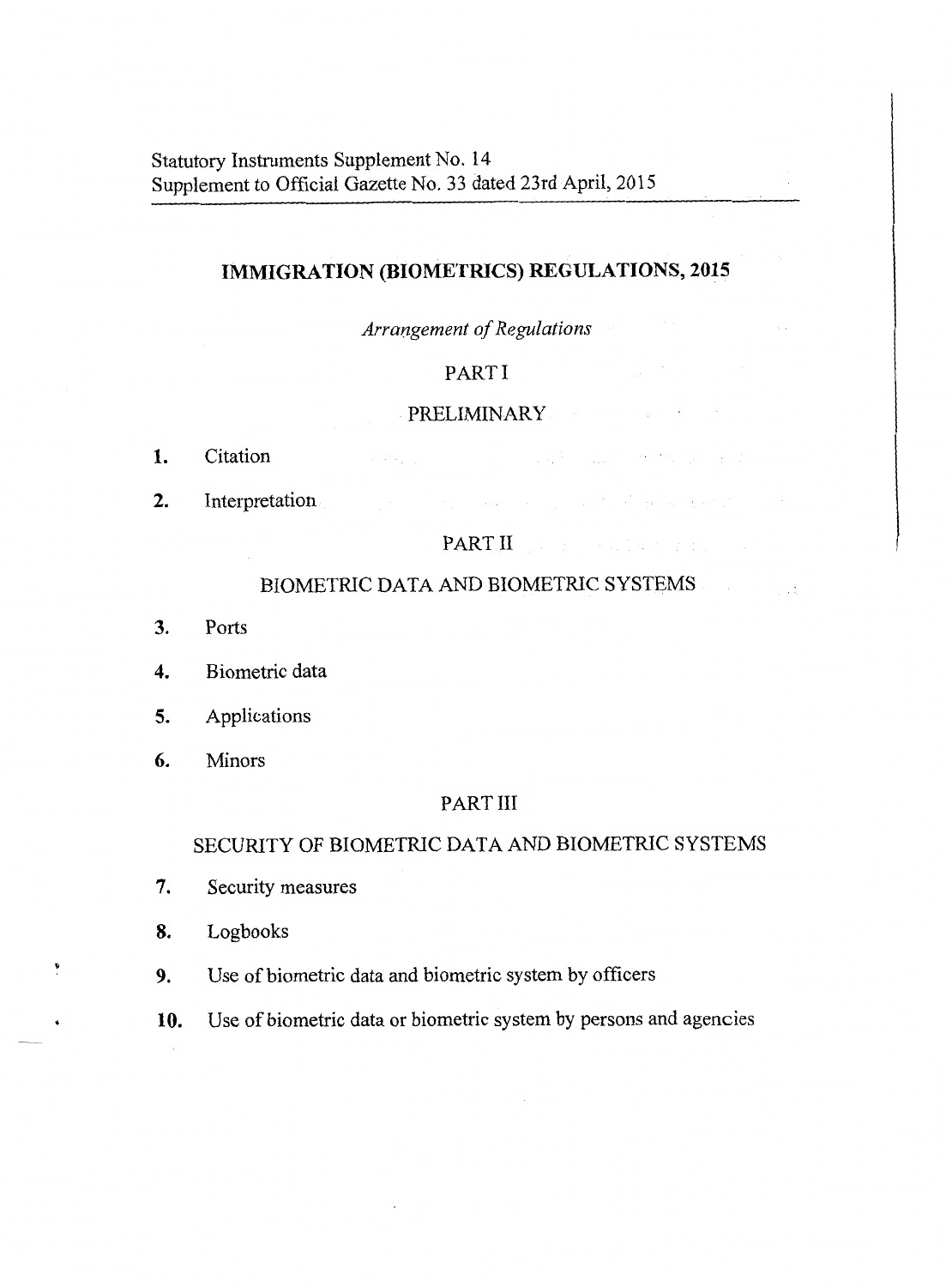Statutory Instruments Supplement No. 14
Supplement to Official Gazette No. 33 dated 23rd April, 2015

# IMMIGRATION (BIOMETRICS) REGULATIONS, 2015

*Arrangement of Regulations*

## PART I

## PRELIMINARY

1. Citation
2. Interpretation

## PART II

## BIOMETRIC DATA AND BIOMETRIC SYSTEMS

3. Ports
4. Biometric data
5. Applications
6. Minors

## PART III

## SECURITY OF BIOMETRIC DATA AND BIOMETRIC SYSTEMS

7. Security measures
8. Logbooks
9. Use of biometric data and biometric system by officers
10. Use of biometric data or biometric system by persons and agencies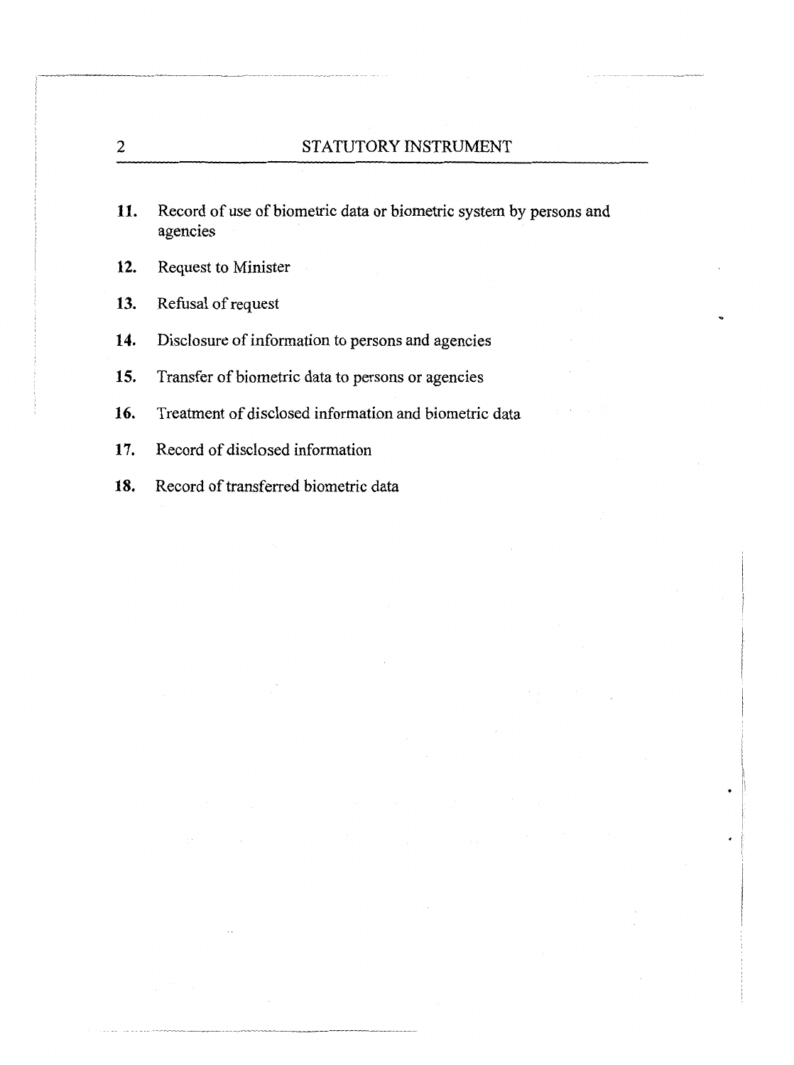**11.** Record of use of biometric data or biometric system by persons and agencies

**12.** Request to Minister

**13.** Refusal of request

**14.** Disclosure of information to persons and agencies

**15.** Transfer of biometric data to persons or agencies

**16.** Treatment of disclosed information and biometric data

**17.** Record of disclosed information

**18.** Record of transferred biometric data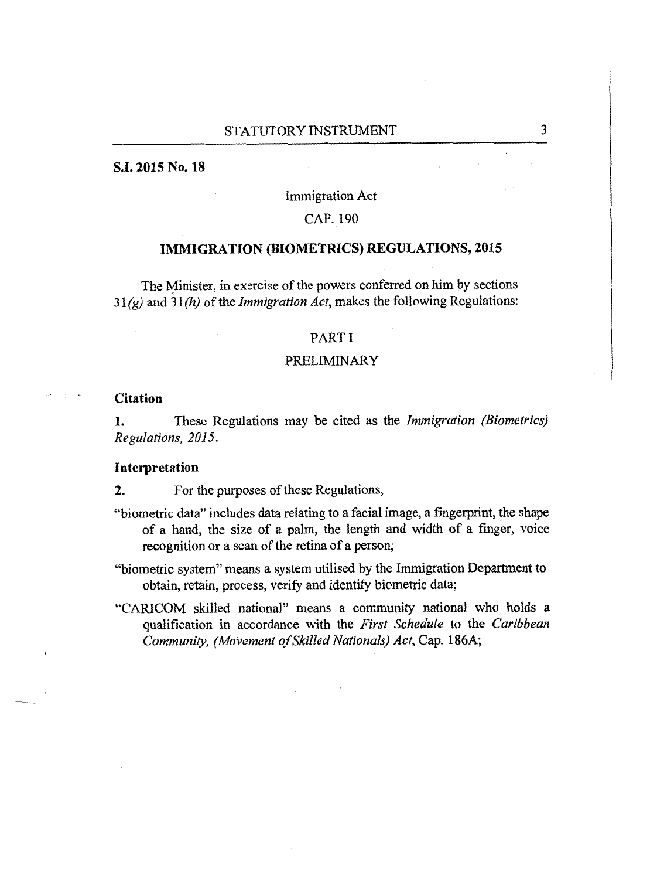**S.I. 2015 No. 18**

Immigration Act

CAP. 190

## IMMIGRATION (BIOMETRICS) REGULATIONS, 2015

The Minister, in exercise of the powers conferred on him by sections 31*(g)* and 31*(h)* of the *Immigration Act*, makes the following Regulations:

## PART I

## PRELIMINARY

**Citation**

**1.** These Regulations may be cited as the *Immigration (Biometrics) Regulations, 2015*.

**Interpretation**

**2.** For the purposes of these Regulations,

"biometric data" includes data relating to a facial image, a fingerprint, the shape of a hand, the size of a palm, the length and width of a finger, voice recognition or a scan of the retina of a person;

"biometric system" means a system utilised by the Immigration Department to obtain, retain, process, verify and identify biometric data;

"CARICOM skilled national" means a community national who holds a qualification in accordance with the *First Schedule* to the *Caribbean Community, (Movement of Skilled Nationals) Act*, Cap. 186A;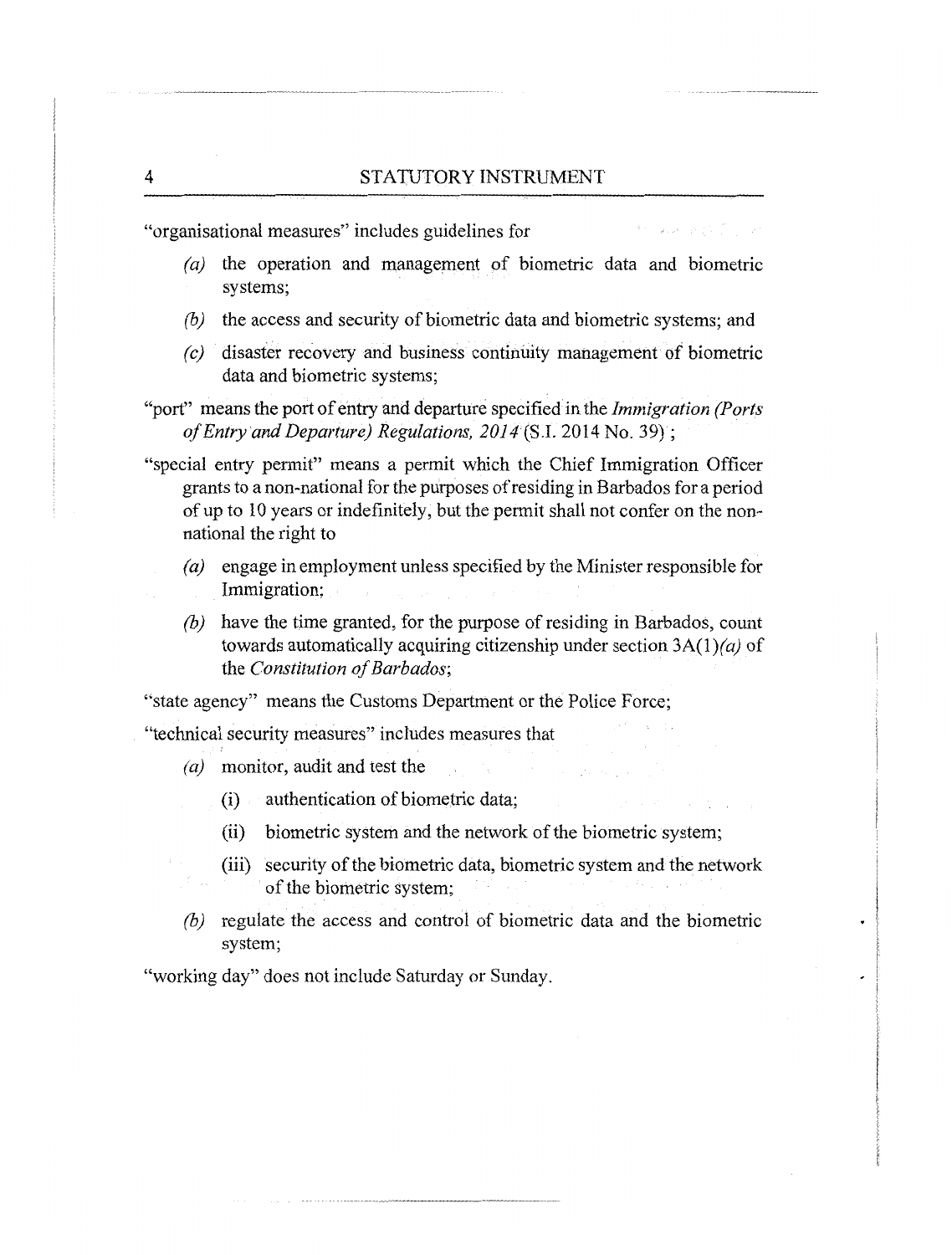"organisational measures" includes guidelines for

- *(a)* the operation and management of biometric data and biometric systems;
- *(b)* the access and security of biometric data and biometric systems; and
- *(c)* disaster recovery and business continuity management of biometric data and biometric systems;

"port" means the port of entry and departure specified in the *Immigration (Ports of Entry and Departure) Regulations, 2014* (S.I. 2014 No. 39) ;

"special entry permit" means a permit which the Chief Immigration Officer grants to a non-national for the purposes of residing in Barbados for a period of up to 10 years or indefinitely, but the permit shall not confer on the non-national the right to

- *(a)* engage in employment unless specified by the Minister responsible for Immigration;
- *(b)* have the time granted, for the purpose of residing in Barbados, count towards automatically acquiring citizenship under section 3A(1)*(a)* of the *Constitution of Barbados*;

"state agency" means the Customs Department or the Police Force;

"technical security measures" includes measures that

- *(a)* monitor, audit and test the
  - (i) authentication of biometric data;
  - (ii) biometric system and the network of the biometric system;
  - (iii) security of the biometric data, biometric system and the network of the biometric system;
- *(b)* regulate the access and control of biometric data and the biometric system;

"working day" does not include Saturday or Sunday.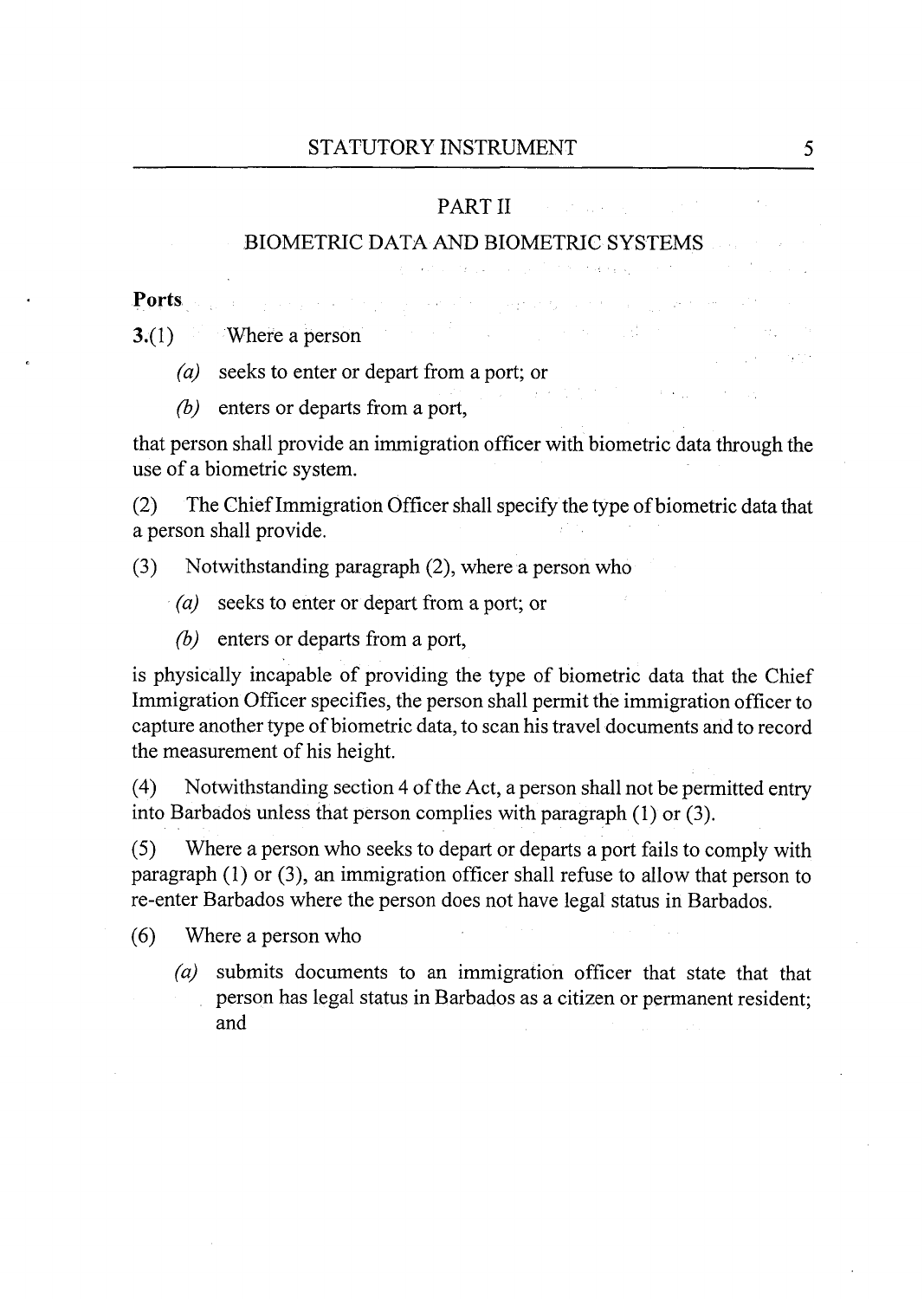## PART II

## BIOMETRIC DATA AND BIOMETRIC SYSTEMS

**Ports**

**3.**(1) Where a person

*(a)* seeks to enter or depart from a port; or

*(b)* enters or departs from a port,

that person shall provide an immigration officer with biometric data through the use of a biometric system.

(2) The Chief Immigration Officer shall specify the type of biometric data that a person shall provide.

(3) Notwithstanding paragraph (2), where a person who

*(a)* seeks to enter or depart from a port; or

*(b)* enters or departs from a port,

is physically incapable of providing the type of biometric data that the Chief Immigration Officer specifies, the person shall permit the immigration officer to capture another type of biometric data, to scan his travel documents and to record the measurement of his height.

(4) Notwithstanding section 4 of the Act, a person shall not be permitted entry into Barbados unless that person complies with paragraph (1) or (3).

(5) Where a person who seeks to depart or departs a port fails to comply with paragraph (1) or (3), an immigration officer shall refuse to allow that person to re-enter Barbados where the person does not have legal status in Barbados.

(6) Where a person who

*(a)* submits documents to an immigration officer that state that that person has legal status in Barbados as a citizen or permanent resident; and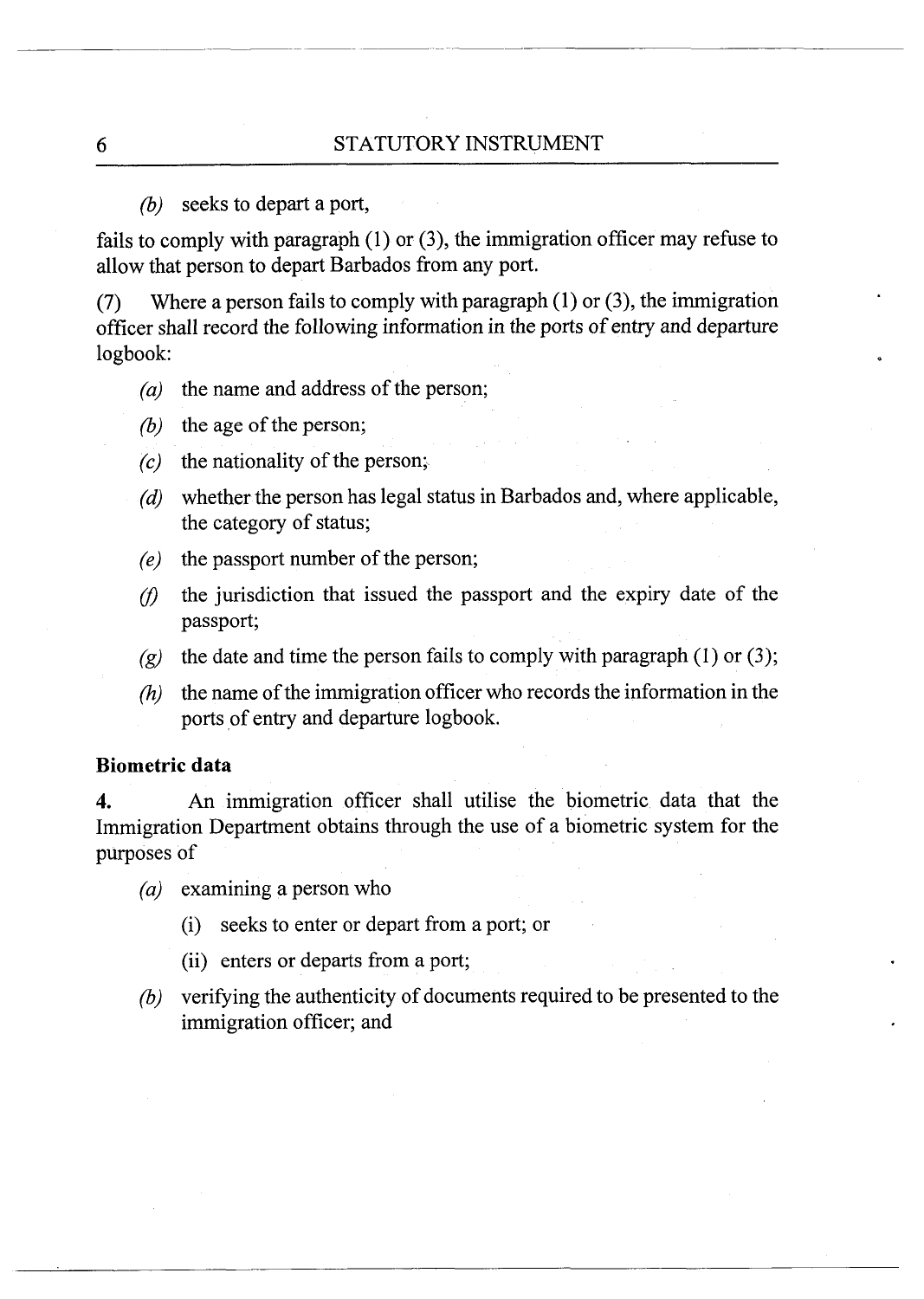*(b)* seeks to depart a port,

fails to comply with paragraph (1) or (3), the immigration officer may refuse to allow that person to depart Barbados from any port.

(7) Where a person fails to comply with paragraph (1) or (3), the immigration officer shall record the following information in the ports of entry and departure logbook:

- *(a)* the name and address of the person;
- *(b)* the age of the person;
- *(c)* the nationality of the person;
- *(d)* whether the person has legal status in Barbados and, where applicable, the category of status;
- *(e)* the passport number of the person;
- *(f)* the jurisdiction that issued the passport and the expiry date of the passport;
- *(g)* the date and time the person fails to comply with paragraph (1) or (3);
- *(h)* the name of the immigration officer who records the information in the ports of entry and departure logbook.

**Biometric data**

**4.** An immigration officer shall utilise the biometric data that the Immigration Department obtains through the use of a biometric system for the purposes of

- *(a)* examining a person who
  - (i) seeks to enter or depart from a port; or
  - (ii) enters or departs from a port;
- *(b)* verifying the authenticity of documents required to be presented to the immigration officer; and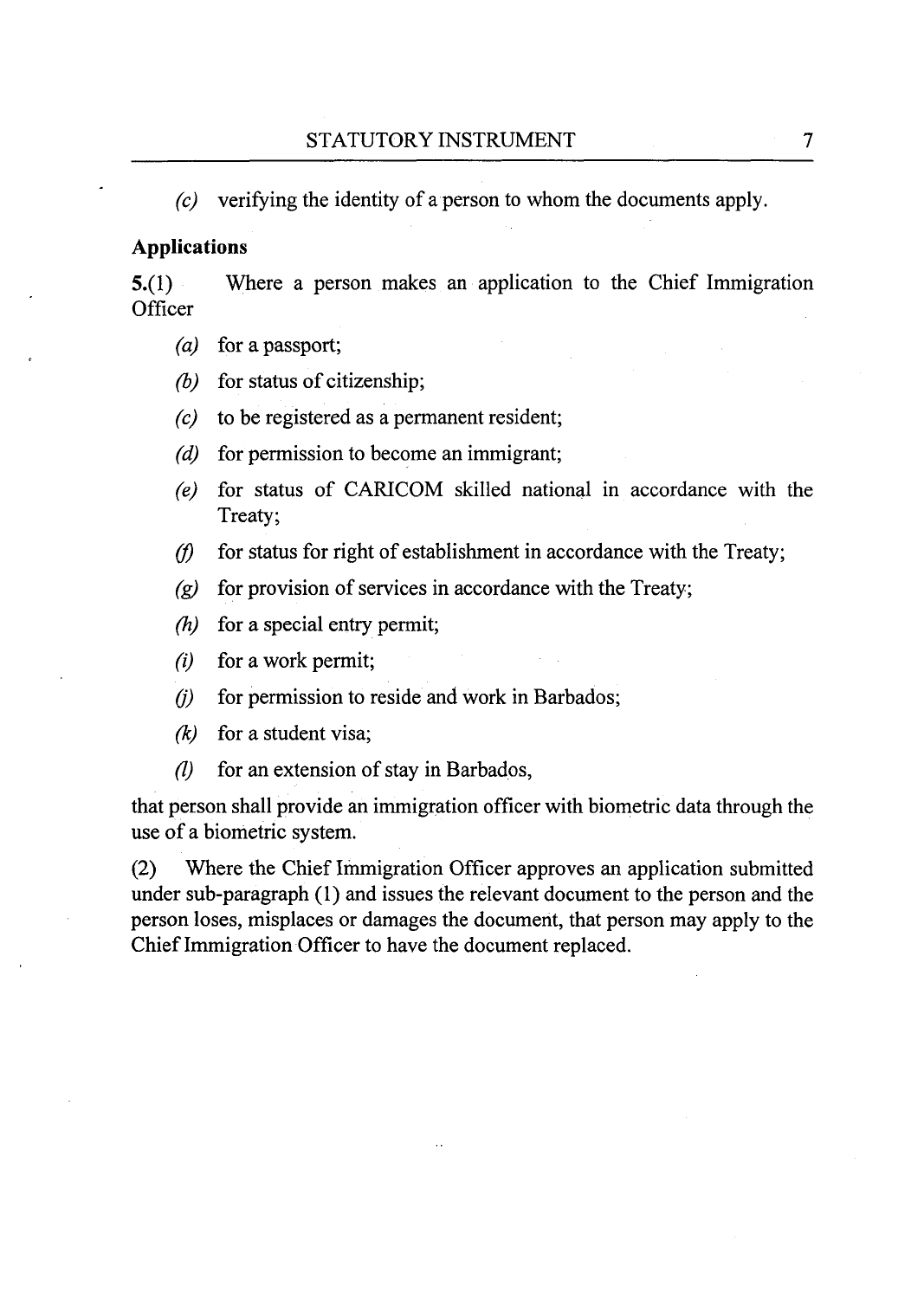(*c*) verifying the identity of a person to whom the documents apply.

**Applications**

**5.**(1) Where a person makes an application to the Chief Immigration Officer

(*a*) for a passport;

(*b*) for status of citizenship;

(*c*) to be registered as a permanent resident;

(*d*) for permission to become an immigrant;

(*e*) for status of CARICOM skilled national in accordance with the Treaty;

(*f*) for status for right of establishment in accordance with the Treaty;

(*g*) for provision of services in accordance with the Treaty;

(*h*) for a special entry permit;

(*i*) for a work permit;

(*j*) for permission to reside and work in Barbados;

(*k*) for a student visa;

(*l*) for an extension of stay in Barbados,

that person shall provide an immigration officer with biometric data through the use of a biometric system.

(2) Where the Chief Immigration Officer approves an application submitted under sub-paragraph (1) and issues the relevant document to the person and the person loses, misplaces or damages the document, that person may apply to the Chief Immigration Officer to have the document replaced.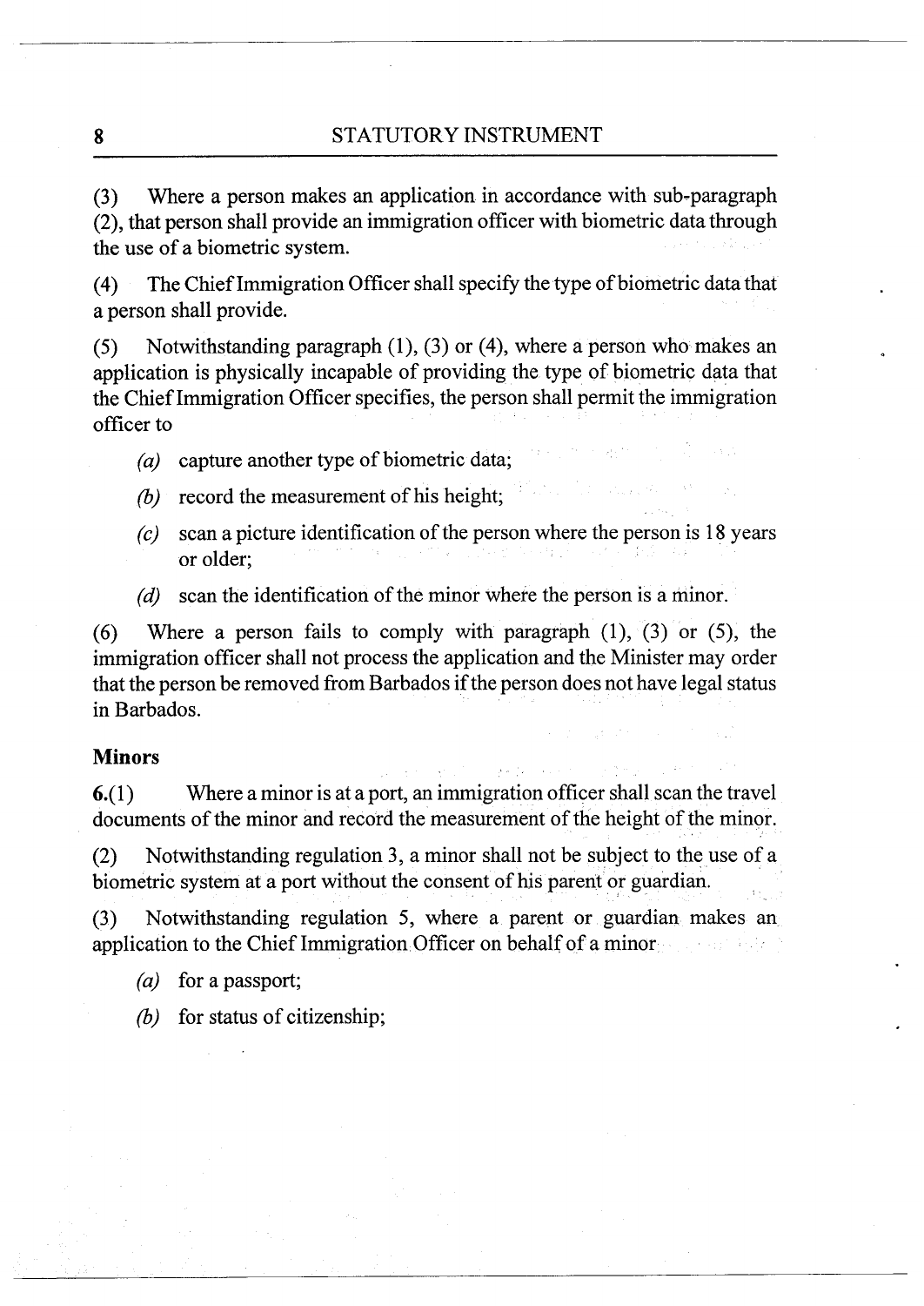(3) Where a person makes an application in accordance with sub-paragraph (2), that person shall provide an immigration officer with biometric data through the use of a biometric system.

(4) The Chief Immigration Officer shall specify the type of biometric data that a person shall provide.

(5) Notwithstanding paragraph (1), (3) or (4), where a person who makes an application is physically incapable of providing the type of biometric data that the Chief Immigration Officer specifies, the person shall permit the immigration officer to

- *(a)* capture another type of biometric data;
- *(b)* record the measurement of his height;
- *(c)* scan a picture identification of the person where the person is 18 years or older;
- *(d)* scan the identification of the minor where the person is a minor.

(6) Where a person fails to comply with paragraph (1), (3) or (5), the immigration officer shall not process the application and the Minister may order that the person be removed from Barbados if the person does not have legal status in Barbados.

**Minors**

**6.**(1) Where a minor is at a port, an immigration officer shall scan the travel documents of the minor and record the measurement of the height of the minor.

(2) Notwithstanding regulation 3, a minor shall not be subject to the use of a biometric system at a port without the consent of his parent or guardian.

(3) Notwithstanding regulation 5, where a parent or guardian makes an application to the Chief Immigration Officer on behalf of a minor

- *(a)* for a passport;
- *(b)* for status of citizenship;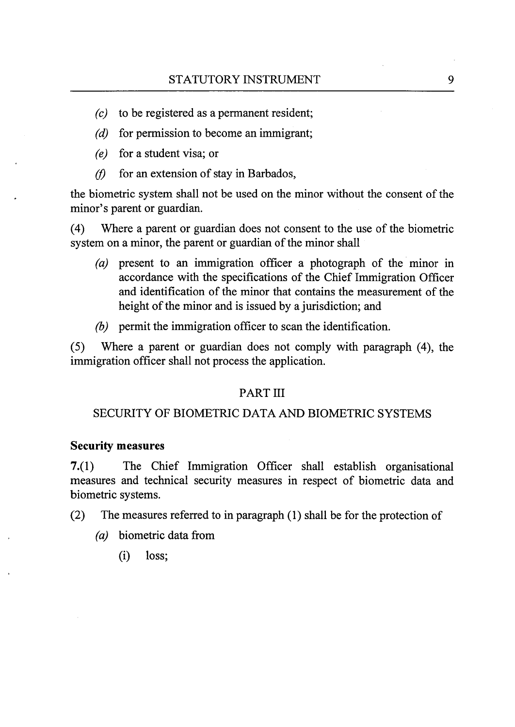(*c*) to be registered as a permanent resident;

(*d*) for permission to become an immigrant;

(*e*) for a student visa; or

(*f*) for an extension of stay in Barbados,

the biometric system shall not be used on the minor without the consent of the minor's parent or guardian.

(4) Where a parent or guardian does not consent to the use of the biometric system on a minor, the parent or guardian of the minor shall

(*a*) present to an immigration officer a photograph of the minor in accordance with the specifications of the Chief Immigration Officer and identification of the minor that contains the measurement of the height of the minor and is issued by a jurisdiction; and

(*b*) permit the immigration officer to scan the identification.

(5) Where a parent or guardian does not comply with paragraph (4), the immigration officer shall not process the application.

## PART III

## SECURITY OF BIOMETRIC DATA AND BIOMETRIC SYSTEMS

**Security measures**

**7.**(1) The Chief Immigration Officer shall establish organisational measures and technical security measures in respect of biometric data and biometric systems.

(2) The measures referred to in paragraph (1) shall be for the protection of

(*a*) biometric data from

(i) loss;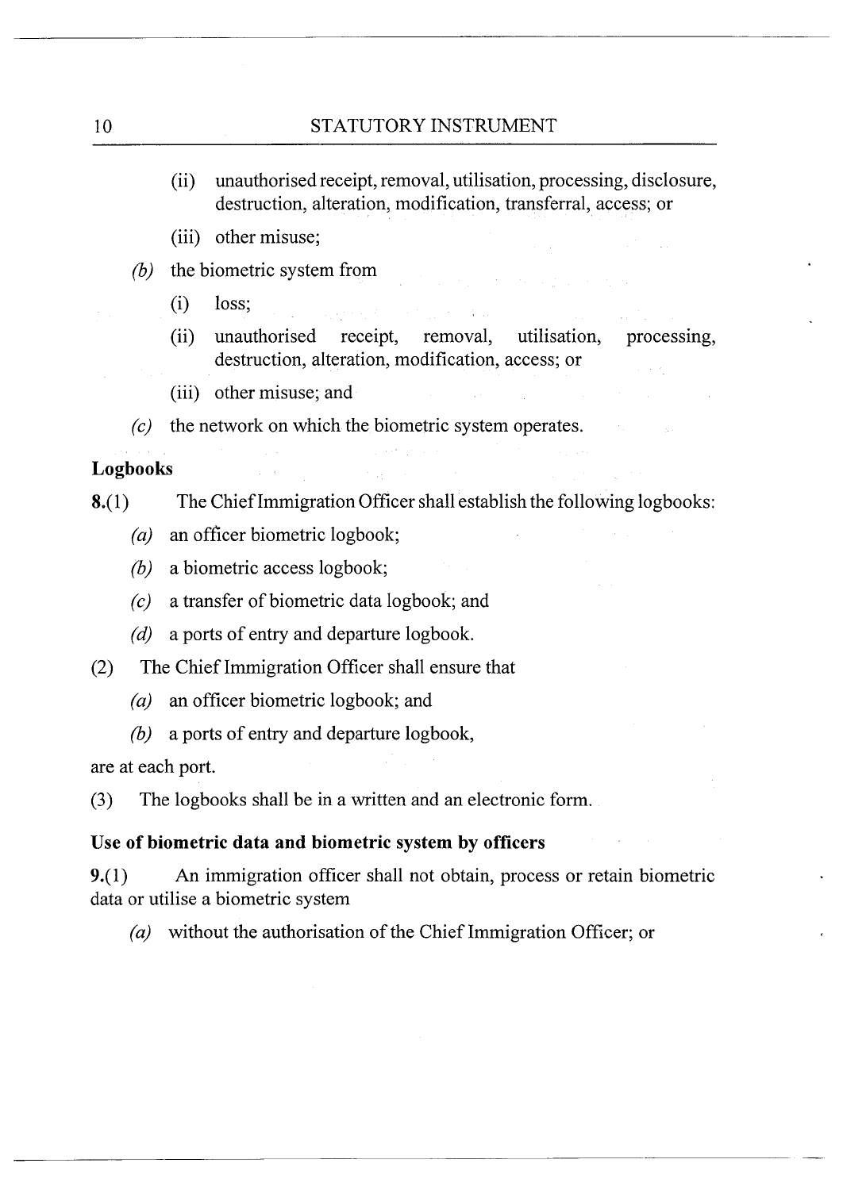(ii) unauthorised receipt, removal, utilisation, processing, disclosure, destruction, alteration, modification, transferral, access; or

(iii) other misuse;

*(b)* the biometric system from

(i) loss;

(ii) unauthorised receipt, removal, utilisation, processing, destruction, alteration, modification, access; or

(iii) other misuse; and

*(c)* the network on which the biometric system operates.

**Logbooks**

**8.**(1) The Chief Immigration Officer shall establish the following logbooks:

*(a)* an officer biometric logbook;

*(b)* a biometric access logbook;

*(c)* a transfer of biometric data logbook; and

*(d)* a ports of entry and departure logbook.

(2) The Chief Immigration Officer shall ensure that

*(a)* an officer biometric logbook; and

*(b)* a ports of entry and departure logbook,

are at each port.

(3) The logbooks shall be in a written and an electronic form.

**Use of biometric data and biometric system by officers**

**9.**(1) An immigration officer shall not obtain, process or retain biometric data or utilise a biometric system

*(a)* without the authorisation of the Chief Immigration Officer; or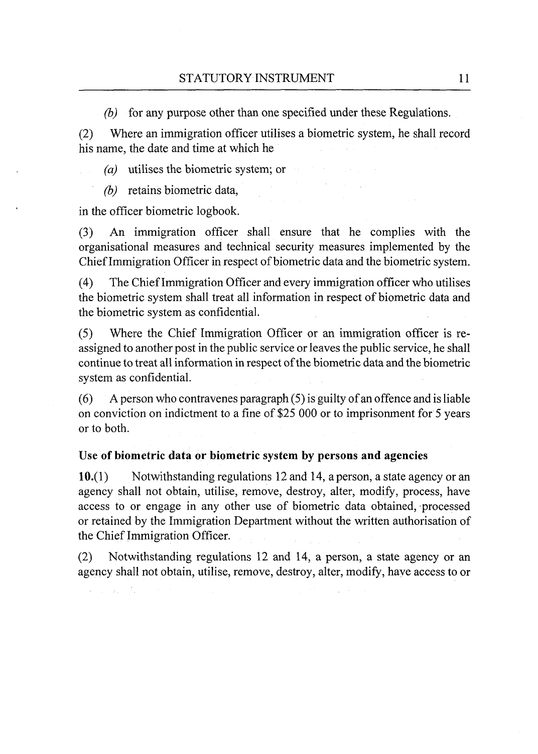(*b*) for any purpose other than one specified under these Regulations.

(2) Where an immigration officer utilises a biometric system, he shall record his name, the date and time at which he

(*a*) utilises the biometric system; or

(*b*) retains biometric data,

in the officer biometric logbook.

(3) An immigration officer shall ensure that he complies with the organisational measures and technical security measures implemented by the Chief Immigration Officer in respect of biometric data and the biometric system.

(4) The Chief Immigration Officer and every immigration officer who utilises the biometric system shall treat all information in respect of biometric data and the biometric system as confidential.

(5) Where the Chief Immigration Officer or an immigration officer is re-assigned to another post in the public service or leaves the public service, he shall continue to treat all information in respect of the biometric data and the biometric system as confidential.

(6) A person who contravenes paragraph (5) is guilty of an offence and is liable on conviction on indictment to a fine of $25 000 or to imprisonment for 5 years or to both.

**Use of biometric data or biometric system by persons and agencies**

**10.**(1) Notwithstanding regulations 12 and 14, a person, a state agency or an agency shall not obtain, utilise, remove, destroy, alter, modify, process, have access to or engage in any other use of biometric data obtained, processed or retained by the Immigration Department without the written authorisation of the Chief Immigration Officer.

(2) Notwithstanding regulations 12 and 14, a person, a state agency or an agency shall not obtain, utilise, remove, destroy, alter, modify, have access to or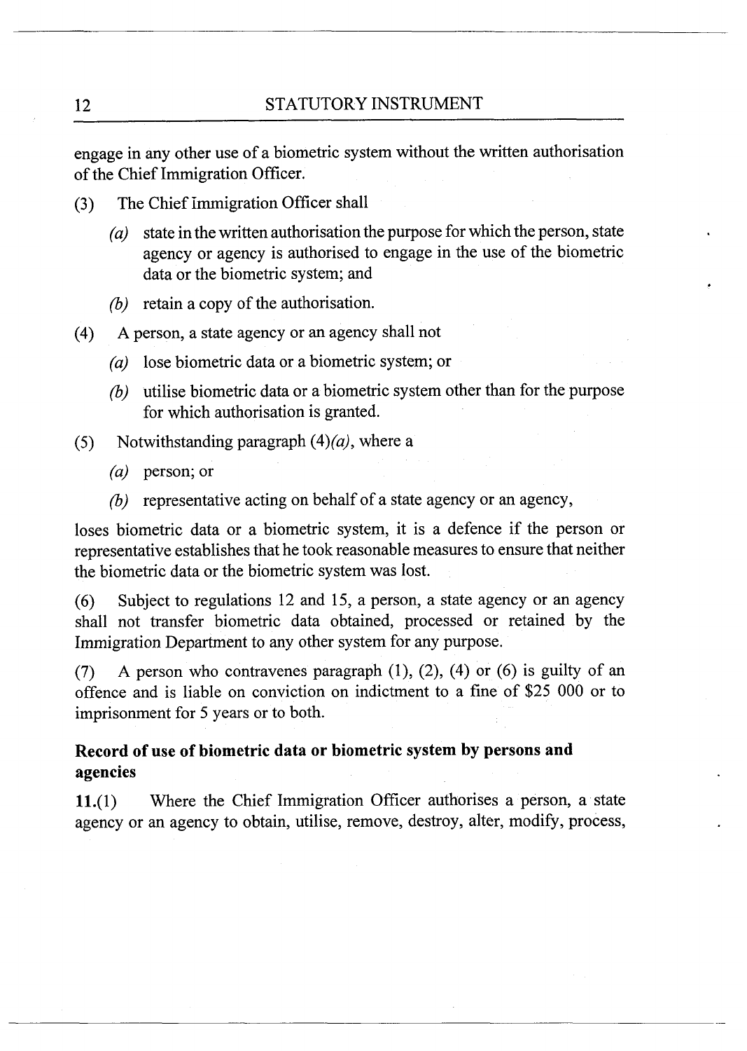engage in any other use of a biometric system without the written authorisation of the Chief Immigration Officer.

(3) The Chief Immigration Officer shall

*(a)* state in the written authorisation the purpose for which the person, state agency or agency is authorised to engage in the use of the biometric data or the biometric system; and

*(b)* retain a copy of the authorisation.

(4) A person, a state agency or an agency shall not

*(a)* lose biometric data or a biometric system; or

*(b)* utilise biometric data or a biometric system other than for the purpose for which authorisation is granted.

(5) Notwithstanding paragraph (4)*(a)*, where a

*(a)* person; or

*(b)* representative acting on behalf of a state agency or an agency,

loses biometric data or a biometric system, it is a defence if the person or representative establishes that he took reasonable measures to ensure that neither the biometric data or the biometric system was lost.

(6) Subject to regulations 12 and 15, a person, a state agency or an agency shall not transfer biometric data obtained, processed or retained by the Immigration Department to any other system for any purpose.

(7) A person who contravenes paragraph (1), (2), (4) or (6) is guilty of an offence and is liable on conviction on indictment to a fine of $25 000 or to imprisonment for 5 years or to both.

**Record of use of biometric data or biometric system by persons and agencies**

**11.**(1) Where the Chief Immigration Officer authorises a person, a state agency or an agency to obtain, utilise, remove, destroy, alter, modify, process,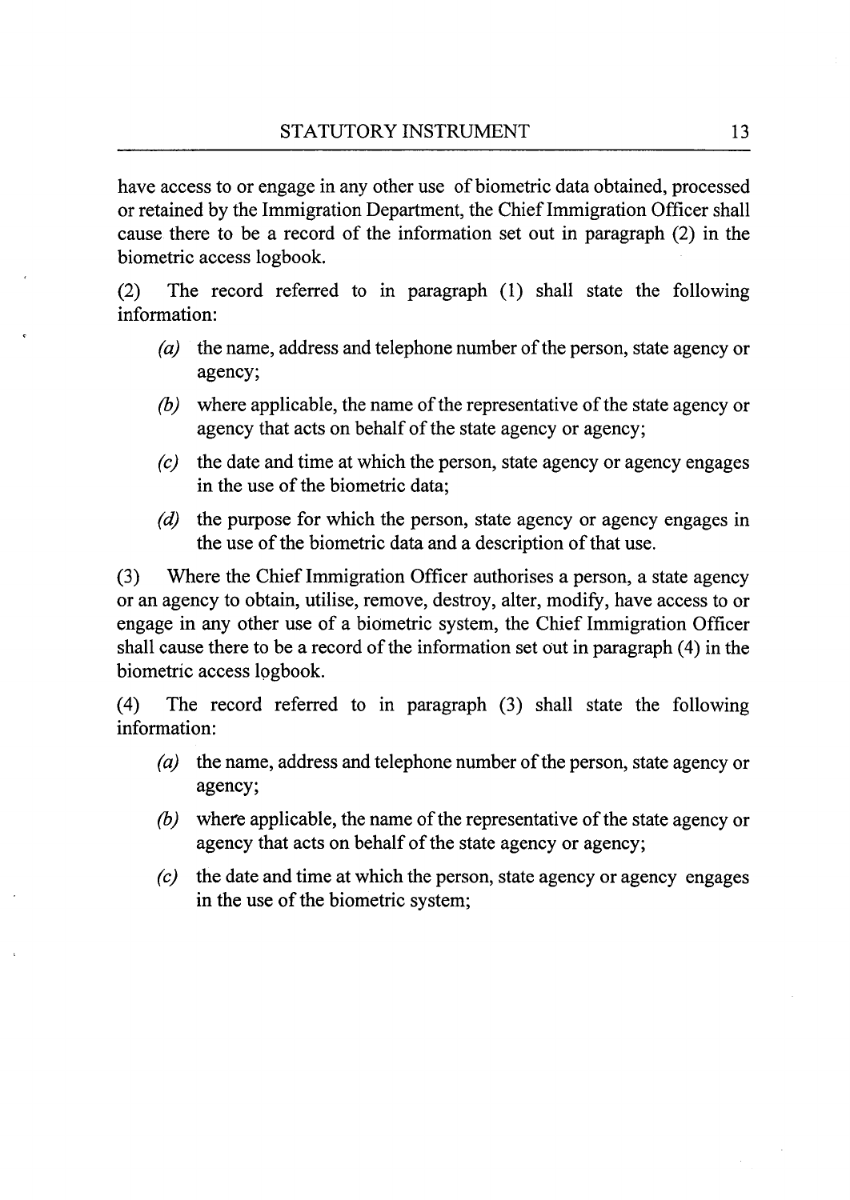have access to or engage in any other use of biometric data obtained, processed or retained by the Immigration Department, the Chief Immigration Officer shall cause there to be a record of the information set out in paragraph (2) in the biometric access logbook.

(2) The record referred to in paragraph (1) shall state the following information:

- *(a)* the name, address and telephone number of the person, state agency or agency;
- *(b)* where applicable, the name of the representative of the state agency or agency that acts on behalf of the state agency or agency;
- *(c)* the date and time at which the person, state agency or agency engages in the use of the biometric data;
- *(d)* the purpose for which the person, state agency or agency engages in the use of the biometric data and a description of that use.

(3) Where the Chief Immigration Officer authorises a person, a state agency or an agency to obtain, utilise, remove, destroy, alter, modify, have access to or engage in any other use of a biometric system, the Chief Immigration Officer shall cause there to be a record of the information set out in paragraph (4) in the biometric access logbook.

(4) The record referred to in paragraph (3) shall state the following information:

- *(a)* the name, address and telephone number of the person, state agency or agency;
- *(b)* where applicable, the name of the representative of the state agency or agency that acts on behalf of the state agency or agency;
- *(c)* the date and time at which the person, state agency or agency engages in the use of the biometric system;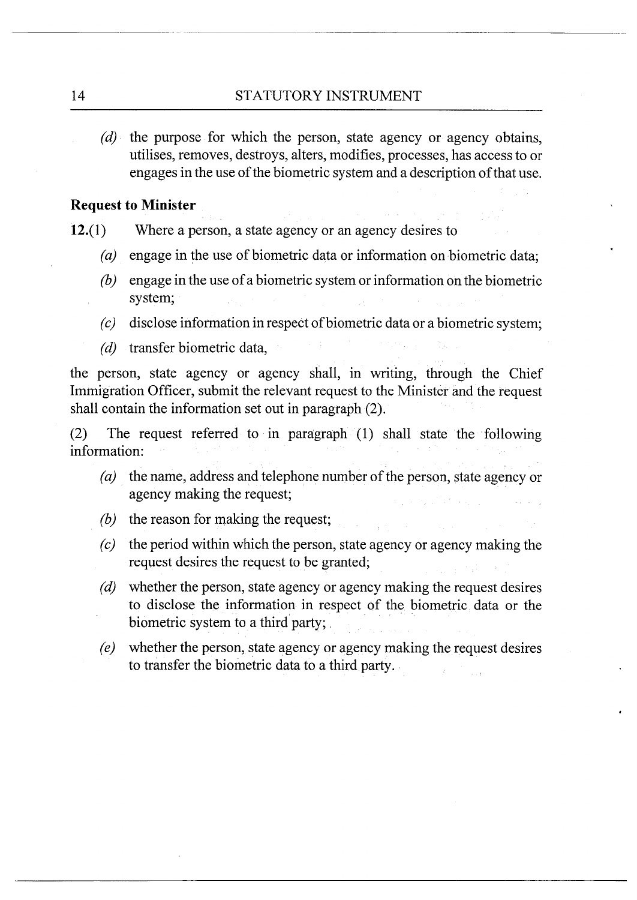(*d*) the purpose for which the person, state agency or agency obtains, utilises, removes, destroys, alters, modifies, processes, has access to or engages in the use of the biometric system and a description of that use.

**Request to Minister**

**12.**(1) Where a person, a state agency or an agency desires to

(*a*) engage in the use of biometric data or information on biometric data;

(*b*) engage in the use of a biometric system or information on the biometric system;

(*c*) disclose information in respect of biometric data or a biometric system;

(*d*) transfer biometric data,

the person, state agency or agency shall, in writing, through the Chief Immigration Officer, submit the relevant request to the Minister and the request shall contain the information set out in paragraph (2).

(2) The request referred to in paragraph (1) shall state the following information:

(*a*) the name, address and telephone number of the person, state agency or agency making the request;

(*b*) the reason for making the request;

(*c*) the period within which the person, state agency or agency making the request desires the request to be granted;

(*d*) whether the person, state agency or agency making the request desires to disclose the information in respect of the biometric data or the biometric system to a third party;

(*e*) whether the person, state agency or agency making the request desires to transfer the biometric data to a third party.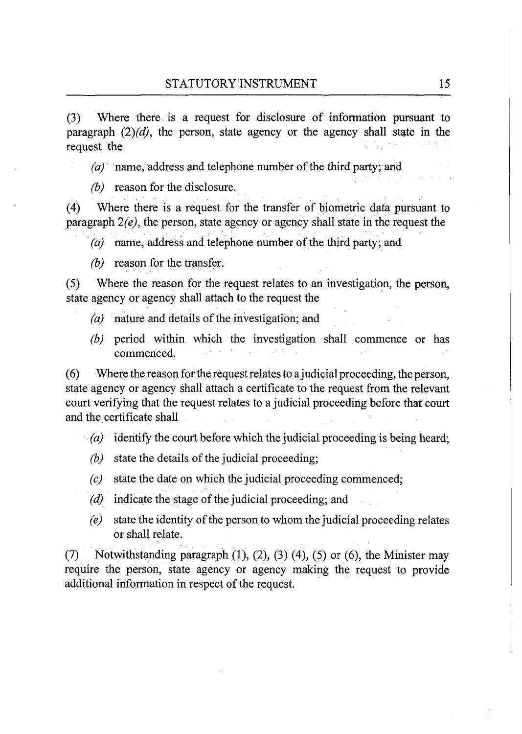(3) Where there is a request for disclosure of information pursuant to paragraph (2)*(d)*, the person, state agency or the agency shall state in the request the

*(a)* name, address and telephone number of the third party; and

*(b)* reason for the disclosure.

(4) Where there is a request for the transfer of biometric data pursuant to paragraph 2*(e)*, the person, state agency or agency shall state in the request the

*(a)* name, address and telephone number of the third party; and

*(b)* reason for the transfer.

(5) Where the reason for the request relates to an investigation, the person, state agency or agency shall attach to the request the

*(a)* nature and details of the investigation; and

*(b)* period within which the investigation shall commence or has commenced.

(6) Where the reason for the request relates to a judicial proceeding, the person, state agency or agency shall attach a certificate to the request from the relevant court verifying that the request relates to a judicial proceeding before that court and the certificate shall

*(a)* identify the court before which the judicial proceeding is being heard;

*(b)* state the details of the judicial proceeding;

*(c)* state the date on which the judicial proceeding commenced;

*(d)* indicate the stage of the judicial proceeding; and

*(e)* state the identity of the person to whom the judicial proceeding relates or shall relate.

(7) Notwithstanding paragraph (1), (2), (3) (4), (5) or (6), the Minister may require the person, state agency or agency making the request to provide additional information in respect of the request.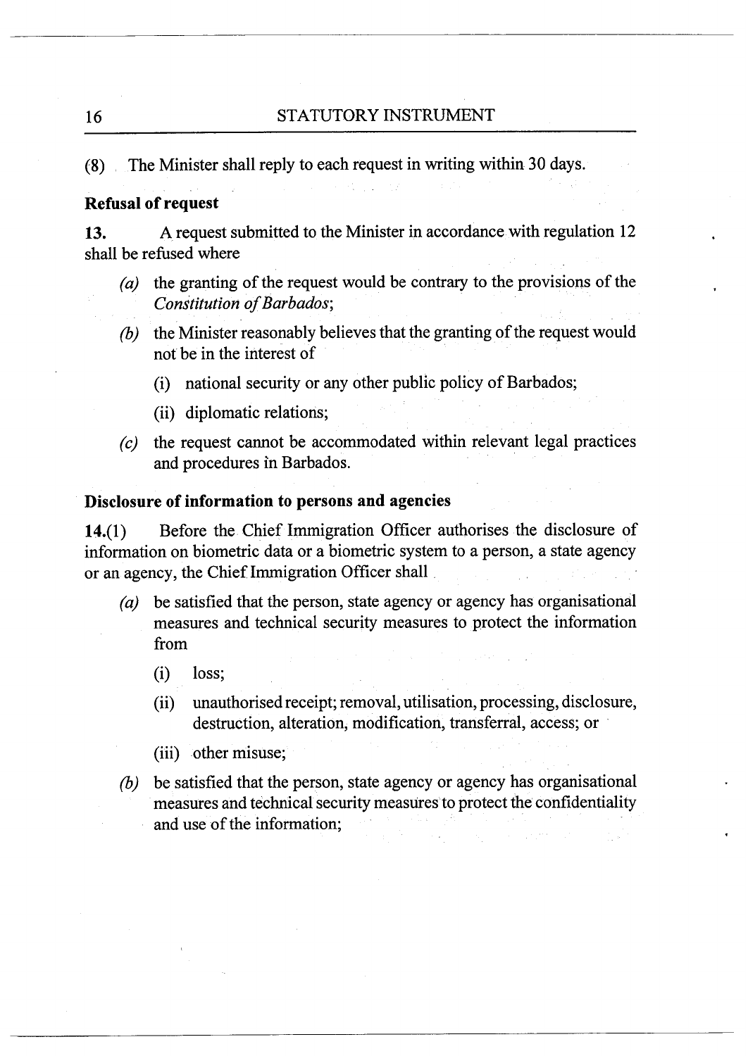(8) The Minister shall reply to each request in writing within 30 days.

**Refusal of request**

**13.** A request submitted to the Minister in accordance with regulation 12 shall be refused where

*(a)* the granting of the request would be contrary to the provisions of the *Constitution of Barbados*;

*(b)* the Minister reasonably believes that the granting of the request would not be in the interest of

(i) national security or any other public policy of Barbados;

(ii) diplomatic relations;

*(c)* the request cannot be accommodated within relevant legal practices and procedures in Barbados.

**Disclosure of information to persons and agencies**

**14.**(1) Before the Chief Immigration Officer authorises the disclosure of information on biometric data or a biometric system to a person, a state agency or an agency, the Chief Immigration Officer shall

*(a)* be satisfied that the person, state agency or agency has organisational measures and technical security measures to protect the information from

(i) loss;

(ii) unauthorised receipt; removal, utilisation, processing, disclosure, destruction, alteration, modification, transferral, access; or

(iii) other misuse;

*(b)* be satisfied that the person, state agency or agency has organisational measures and technical security measures to protect the confidentiality and use of the information;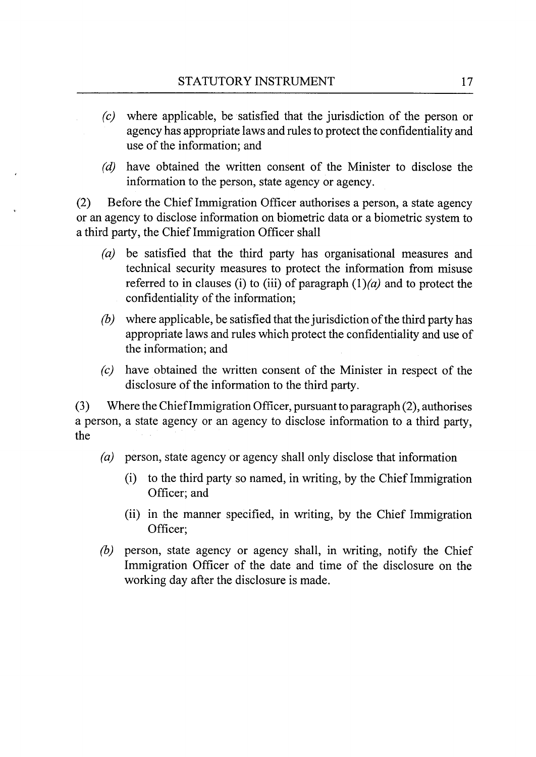(*c*) where applicable, be satisfied that the jurisdiction of the person or agency has appropriate laws and rules to protect the confidentiality and use of the information; and

(*d*) have obtained the written consent of the Minister to disclose the information to the person, state agency or agency.

(2) Before the Chief Immigration Officer authorises a person, a state agency or an agency to disclose information on biometric data or a biometric system to a third party, the Chief Immigration Officer shall

(*a*) be satisfied that the third party has organisational measures and technical security measures to protect the information from misuse referred to in clauses (i) to (iii) of paragraph (1)*(a)* and to protect the confidentiality of the information;

(*b*) where applicable, be satisfied that the jurisdiction of the third party has appropriate laws and rules which protect the confidentiality and use of the information; and

(*c*) have obtained the written consent of the Minister in respect of the disclosure of the information to the third party.

(3) Where the Chief Immigration Officer, pursuant to paragraph (2), authorises a person, a state agency or an agency to disclose information to a third party, the

(*a*) person, state agency or agency shall only disclose that information

(i) to the third party so named, in writing, by the Chief Immigration Officer; and

(ii) in the manner specified, in writing, by the Chief Immigration Officer;

(*b*) person, state agency or agency shall, in writing, notify the Chief Immigration Officer of the date and time of the disclosure on the working day after the disclosure is made.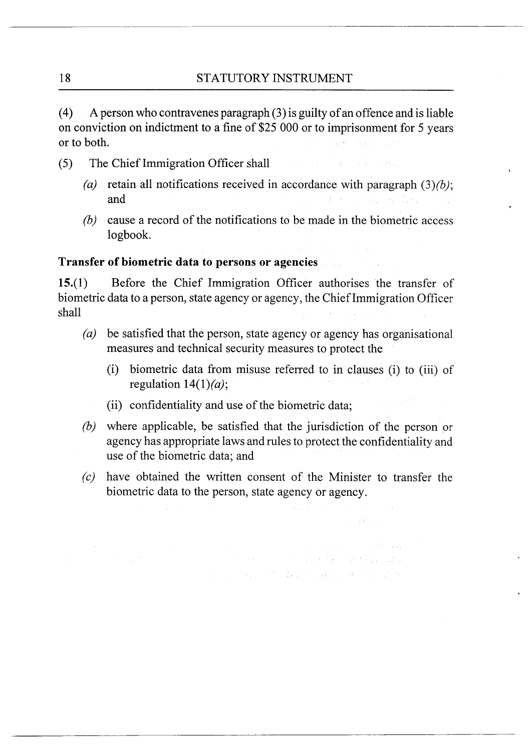(4) A person who contravenes paragraph (3) is guilty of an offence and is liable on conviction on indictment to a fine of $25 000 or to imprisonment for 5 years or to both.

(5) The Chief Immigration Officer shall

- *(a)* retain all notifications received in accordance with paragraph (3)*(b)*; and
- *(b)* cause a record of the notifications to be made in the biometric access logbook.

**Transfer of biometric data to persons or agencies**

**15.**(1) Before the Chief Immigration Officer authorises the transfer of biometric data to a person, state agency or agency, the Chief Immigration Officer shall

- *(a)* be satisfied that the person, state agency or agency has organisational measures and technical security measures to protect the
  - (i) biometric data from misuse referred to in clauses (i) to (iii) of regulation 14(1)*(a)*;
  - (ii) confidentiality and use of the biometric data;
- *(b)* where applicable, be satisfied that the jurisdiction of the person or agency has appropriate laws and rules to protect the confidentiality and use of the biometric data; and
- *(c)* have obtained the written consent of the Minister to transfer the biometric data to the person, state agency or agency.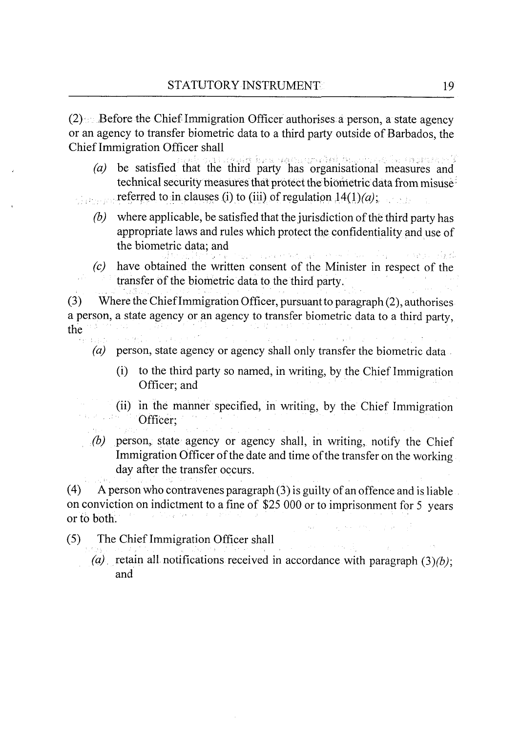(2) Before the Chief Immigration Officer authorises a person, a state agency or an agency to transfer biometric data to a third party outside of Barbados, the Chief Immigration Officer shall

- *(a)* be satisfied that the third party has organisational measures and technical security measures that protect the biometric data from misuse referred to in clauses (i) to (iii) of regulation 14(1)*(a)*;
- *(b)* where applicable, be satisfied that the jurisdiction of the third party has appropriate laws and rules which protect the confidentiality and use of the biometric data; and
- *(c)* have obtained the written consent of the Minister in respect of the transfer of the biometric data to the third party.

(3) Where the Chief Immigration Officer, pursuant to paragraph (2), authorises a person, a state agency or an agency to transfer biometric data to a third party, the

- *(a)* person, state agency or agency shall only transfer the biometric data
  - (i) to the third party so named, in writing, by the Chief Immigration Officer; and
  - (ii) in the manner specified, in writing, by the Chief Immigration Officer;
- *(b)* person, state agency or agency shall, in writing, notify the Chief Immigration Officer of the date and time of the transfer on the working day after the transfer occurs.

(4) A person who contravenes paragraph (3) is guilty of an offence and is liable on conviction on indictment to a fine of $25 000 or to imprisonment for 5 years or to both.

(5) The Chief Immigration Officer shall

- *(a)* retain all notifications received in accordance with paragraph (3)*(b)*; and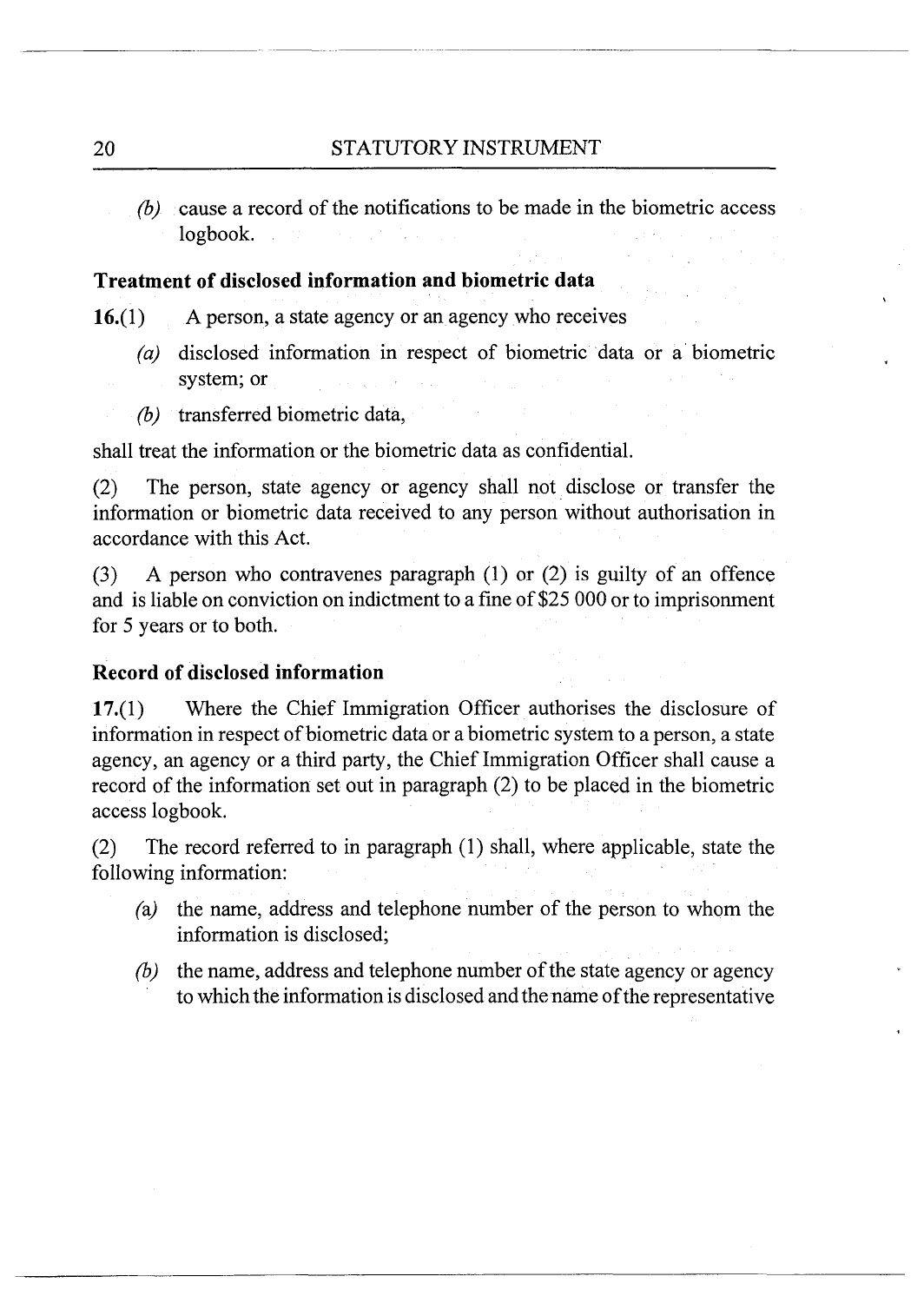*(b)* cause a record of the notifications to be made in the biometric access logbook.

**Treatment of disclosed information and biometric data**

**16.**(1) A person, a state agency or an agency who receives

*(a)* disclosed information in respect of biometric data or a biometric system; or

*(b)* transferred biometric data,

shall treat the information or the biometric data as confidential.

(2) The person, state agency or agency shall not disclose or transfer the information or biometric data received to any person without authorisation in accordance with this Act.

(3) A person who contravenes paragraph (1) or (2) is guilty of an offence and is liable on conviction on indictment to a fine of $25 000 or to imprisonment for 5 years or to both.

**Record of disclosed information**

**17.**(1) Where the Chief Immigration Officer authorises the disclosure of information in respect of biometric data or a biometric system to a person, a state agency, an agency or a third party, the Chief Immigration Officer shall cause a record of the information set out in paragraph (2) to be placed in the biometric access logbook.

(2) The record referred to in paragraph (1) shall, where applicable, state the following information:

*(a)* the name, address and telephone number of the person to whom the information is disclosed;

*(b)* the name, address and telephone number of the state agency or agency to which the information is disclosed and the name of the representative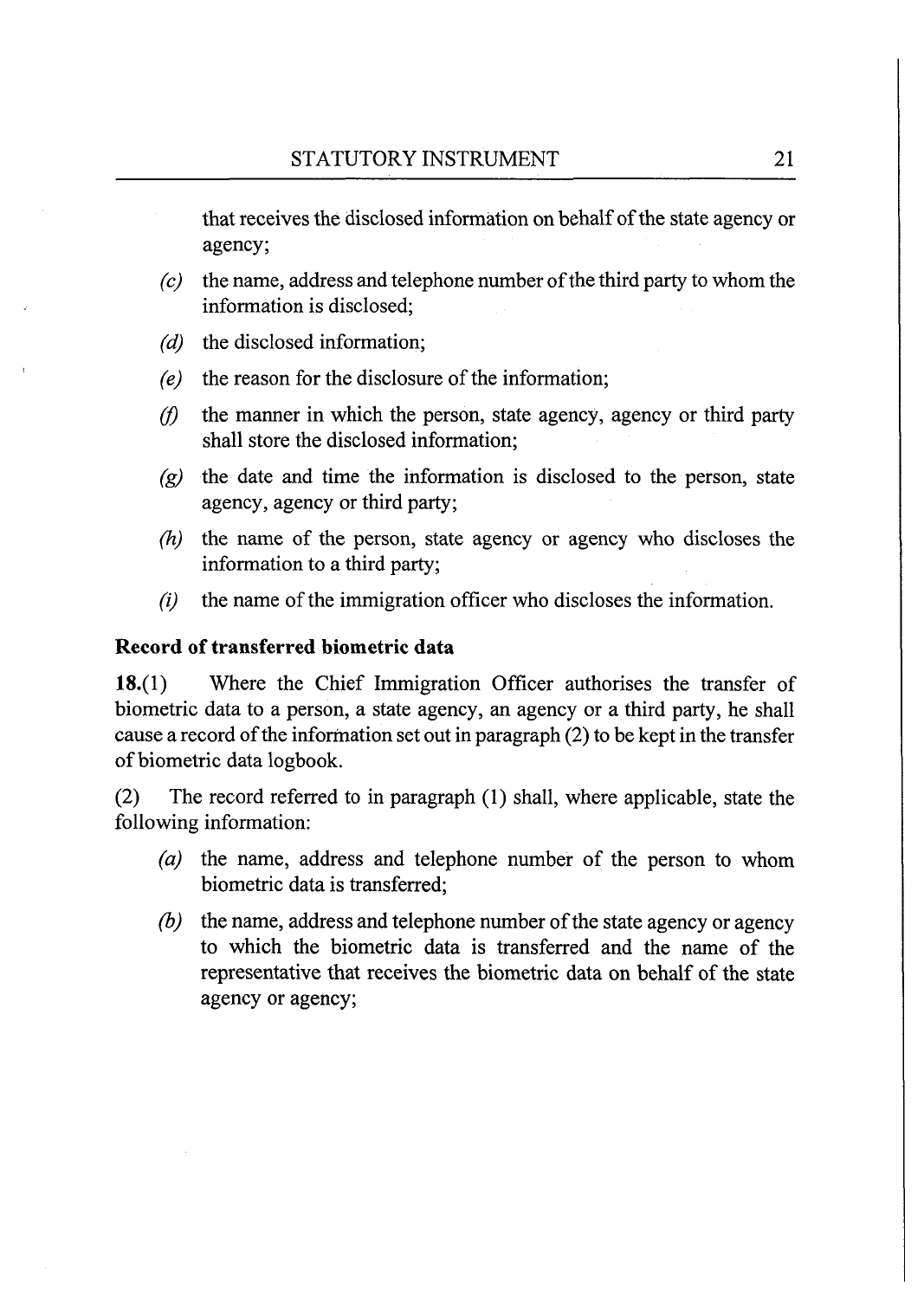that receives the disclosed information on behalf of the state agency or agency;

*(c)* the name, address and telephone number of the third party to whom the information is disclosed;

*(d)* the disclosed information;

*(e)* the reason for the disclosure of the information;

*(f)* the manner in which the person, state agency, agency or third party shall store the disclosed information;

*(g)* the date and time the information is disclosed to the person, state agency, agency or third party;

*(h)* the name of the person, state agency or agency who discloses the information to a third party;

*(i)* the name of the immigration officer who discloses the information.

**Record of transferred biometric data**

**18.**(1) Where the Chief Immigration Officer authorises the transfer of biometric data to a person, a state agency, an agency or a third party, he shall cause a record of the information set out in paragraph (2) to be kept in the transfer of biometric data logbook.

(2) The record referred to in paragraph (1) shall, where applicable, state the following information:

*(a)* the name, address and telephone number of the person to whom biometric data is transferred;

*(b)* the name, address and telephone number of the state agency or agency to which the biometric data is transferred and the name of the representative that receives the biometric data on behalf of the state agency or agency;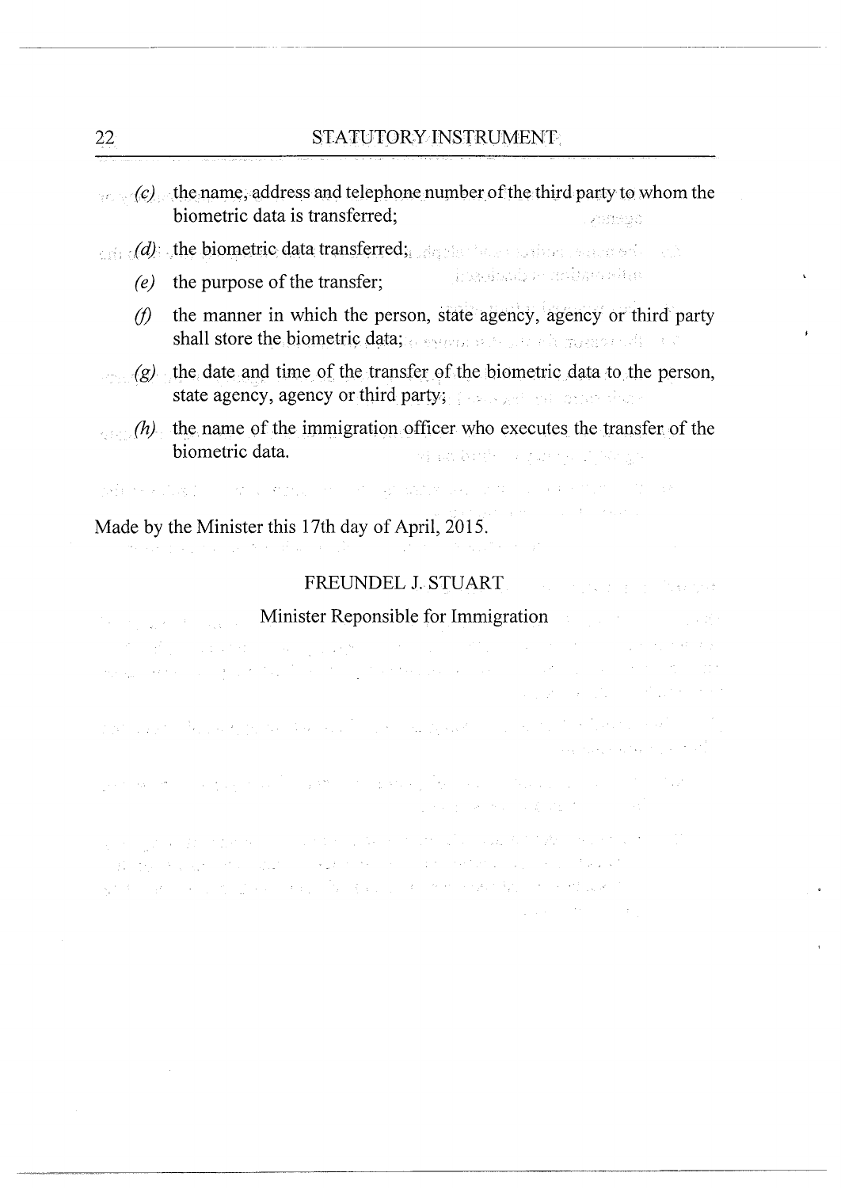- *(c)* the name, address and telephone number of the third party to whom the biometric data is transferred;
- *(d)* the biometric data transferred;
- *(e)* the purpose of the transfer;
- *(f)* the manner in which the person, state agency, agency or third party shall store the biometric data;
- *(g)* the date and time of the transfer of the biometric data to the person, state agency, agency or third party;
- *(h)* the name of the immigration officer who executes the transfer of the biometric data.

Made by the Minister this 17th day of April, 2015.

FREUNDEL J. STUART

Minister Reponsible for Immigration